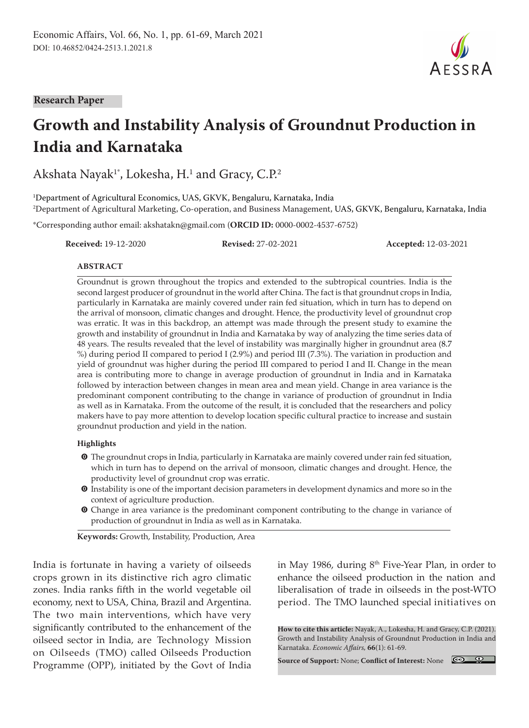Research Paper

# Growth and Instability Analysis of Groundnut Production in India and Karnataka

Akshata Nayak[1*], Lokesha, H.[1] and Gracy, C.P.[2]

[1]Department of Agricultural Economics, UAS, GKVK, Bengaluru, Karnataka, India

[2]Department of Agricultural Marketing, Co-operation, and Business Management, UAS, GKVK, Bengaluru, Karnataka, India

*Corresponding author email: akshatakn@gmail.com (**ORCID ID:** 0000-0002-4537-6752)

**Received:** 19-12-2020 **Revised:** 27-02-2021 **Accepted:** 12-03-2021

## ABSTRACT

Groundnut is grown throughout the tropics and extended to the subtropical countries. India is the second largest producer of groundnut in the world after China. The fact is that groundnut crops in India, particularly in Karnataka are mainly covered under rain fed situation, which in turn has to depend on the arrival of monsoon, climatic changes and drought. Hence, the productivity level of groundnut crop was erratic. It was in this backdrop, an attempt was made through the present study to examine the growth and instability of groundnut in India and Karnataka by way of analyzing the time series data of 48 years. The results revealed that the level of instability was marginally higher in groundnut area (8.7 %) during period II compared to period I (2.9%) and period III (7.3%). The variation in production and yield of groundnut was higher during the period III compared to period I and II. Change in the mean area is contributing more to change in average production of groundnut in India and in Karnataka followed by interaction between changes in mean area and mean yield. Change in area variance is the predominant component contributing to the change in variance of production of groundnut in India as well as in Karnataka. From the outcome of the result, it is concluded that the researchers and policy makers have to pay more attention to develop location specific cultural practice to increase and sustain groundnut production and yield in the nation.

### Highlights

- The groundnut crops in India, particularly in Karnataka are mainly covered under rain fed situation, which in turn has to depend on the arrival of monsoon, climatic changes and drought. Hence, the productivity level of groundnut crop was erratic.
- Instability is one of the important decision parameters in development dynamics and more so in the context of agriculture production.
- Change in area variance is the predominant component contributing to the change in variance of production of groundnut in India as well as in Karnataka.

**Keywords:** Growth, Instability, Production, Area

India is fortunate in having a variety of oilseeds crops grown in its distinctive rich agro climatic zones. India ranks fifth in the world vegetable oil economy, next to USA, China, Brazil and Argentina. The two main interventions, which have very significantly contributed to the enhancement of the oilseed sector in India, are Technology Mission on Oilseeds (TMO) called Oilseeds Production Programme (OPP), initiated by the Govt of India in May 1986, during 8th Five-Year Plan, in order to enhance the oilseed production in the nation and liberalisation of trade in oilseeds in the post-WTO period. The TMO launched special initiatives on

**How to cite this article:** Nayak, A., Lokesha, H. and Gracy, C.P. (2021). Growth and Instability Analysis of Groundnut Production in India and Karnataka. *Economic Affairs*, **66**(1): 61-69.

**Source of Support:** None; **Conflict of Interest:** None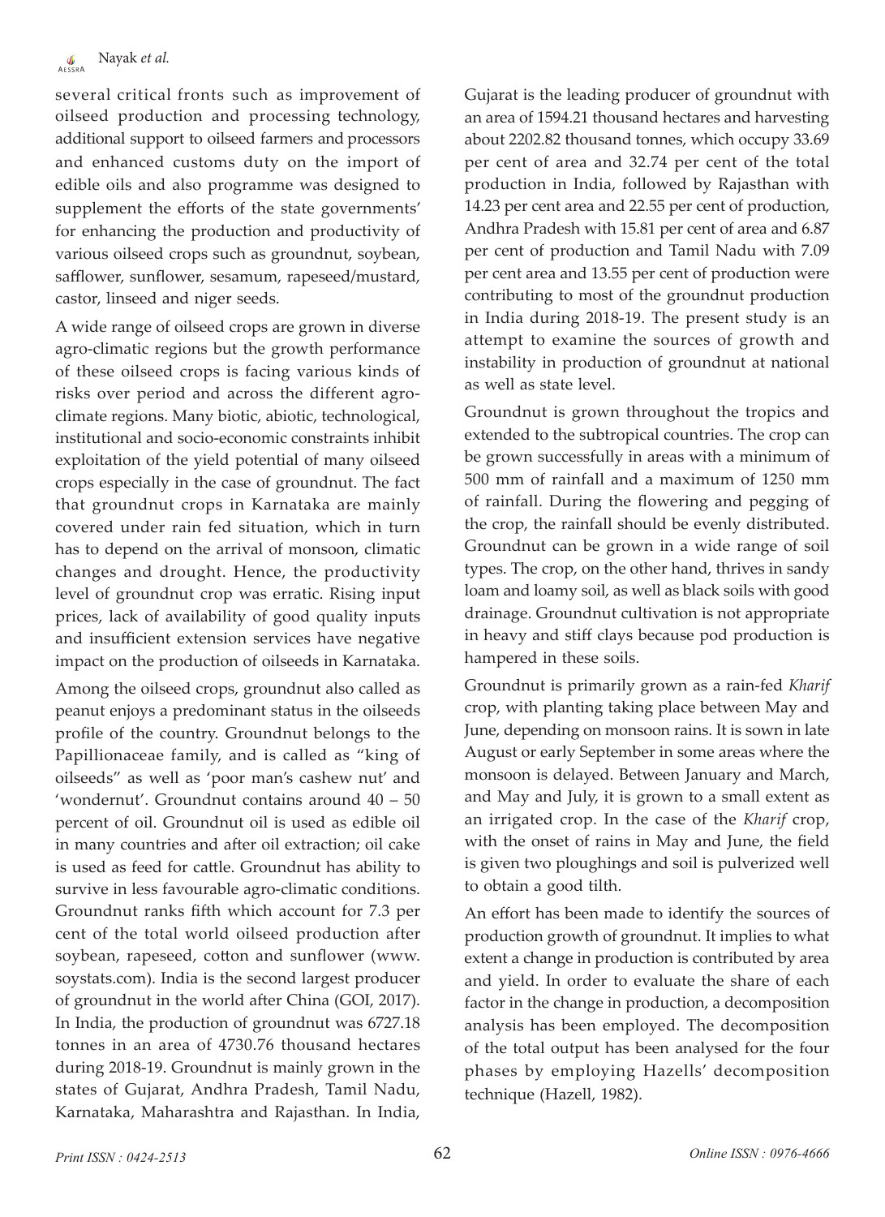several critical fronts such as improvement of oilseed production and processing technology, additional support to oilseed farmers and processors and enhanced customs duty on the import of edible oils and also programme was designed to supplement the efforts of the state governments' for enhancing the production and productivity of various oilseed crops such as groundnut, soybean, safflower, sunflower, sesamum, rapeseed/mustard, castor, linseed and niger seeds.

A wide range of oilseed crops are grown in diverse agro-climatic regions but the growth performance of these oilseed crops is facing various kinds of risks over period and across the different agro-climate regions. Many biotic, abiotic, technological, institutional and socio-economic constraints inhibit exploitation of the yield potential of many oilseed crops especially in the case of groundnut. The fact that groundnut crops in Karnataka are mainly covered under rain fed situation, which in turn has to depend on the arrival of monsoon, climatic changes and drought. Hence, the productivity level of groundnut crop was erratic. Rising input prices, lack of availability of good quality inputs and insufficient extension services have negative impact on the production of oilseeds in Karnataka.

Among the oilseed crops, groundnut also called as peanut enjoys a predominant status in the oilseeds profile of the country. Groundnut belongs to the Papillionaceae family, and is called as "king of oilseeds" as well as 'poor man's cashew nut' and 'wondernut'. Groundnut contains around 40 – 50 percent of oil. Groundnut oil is used as edible oil in many countries and after oil extraction; oil cake is used as feed for cattle. Groundnut has ability to survive in less favourable agro-climatic conditions. Groundnut ranks fifth which account for 7.3 per cent of the total world oilseed production after soybean, rapeseed, cotton and sunflower (www.soystats.com). India is the second largest producer of groundnut in the world after China (GOI, 2017). In India, the production of groundnut was 6727.18 tonnes in an area of 4730.76 thousand hectares during 2018-19. Groundnut is mainly grown in the states of Gujarat, Andhra Pradesh, Tamil Nadu, Karnataka, Maharashtra and Rajasthan. In India, Gujarat is the leading producer of groundnut with an area of 1594.21 thousand hectares and harvesting about 2202.82 thousand tonnes, which occupy 33.69 per cent of area and 32.74 per cent of the total production in India, followed by Rajasthan with 14.23 per cent area and 22.55 per cent of production, Andhra Pradesh with 15.81 per cent of area and 6.87 per cent of production and Tamil Nadu with 7.09 per cent area and 13.55 per cent of production were contributing to most of the groundnut production in India during 2018-19. The present study is an attempt to examine the sources of growth and instability in production of groundnut at national as well as state level.

Groundnut is grown throughout the tropics and extended to the subtropical countries. The crop can be grown successfully in areas with a minimum of 500 mm of rainfall and a maximum of 1250 mm of rainfall. During the flowering and pegging of the crop, the rainfall should be evenly distributed. Groundnut can be grown in a wide range of soil types. The crop, on the other hand, thrives in sandy loam and loamy soil, as well as black soils with good drainage. Groundnut cultivation is not appropriate in heavy and stiff clays because pod production is hampered in these soils.

Groundnut is primarily grown as a rain-fed *Kharif* crop, with planting taking place between May and June, depending on monsoon rains. It is sown in late August or early September in some areas where the monsoon is delayed. Between January and March, and May and July, it is grown to a small extent as an irrigated crop. In the case of the *Kharif* crop, with the onset of rains in May and June, the field is given two ploughings and soil is pulverized well to obtain a good tilth.

An effort has been made to identify the sources of production growth of groundnut. It implies to what extent a change in production is contributed by area and yield. In order to evaluate the share of each factor in the change in production, a decomposition analysis has been employed. The decomposition of the total output has been analysed for the four phases by employing Hazells' decomposition technique (Hazell, 1982).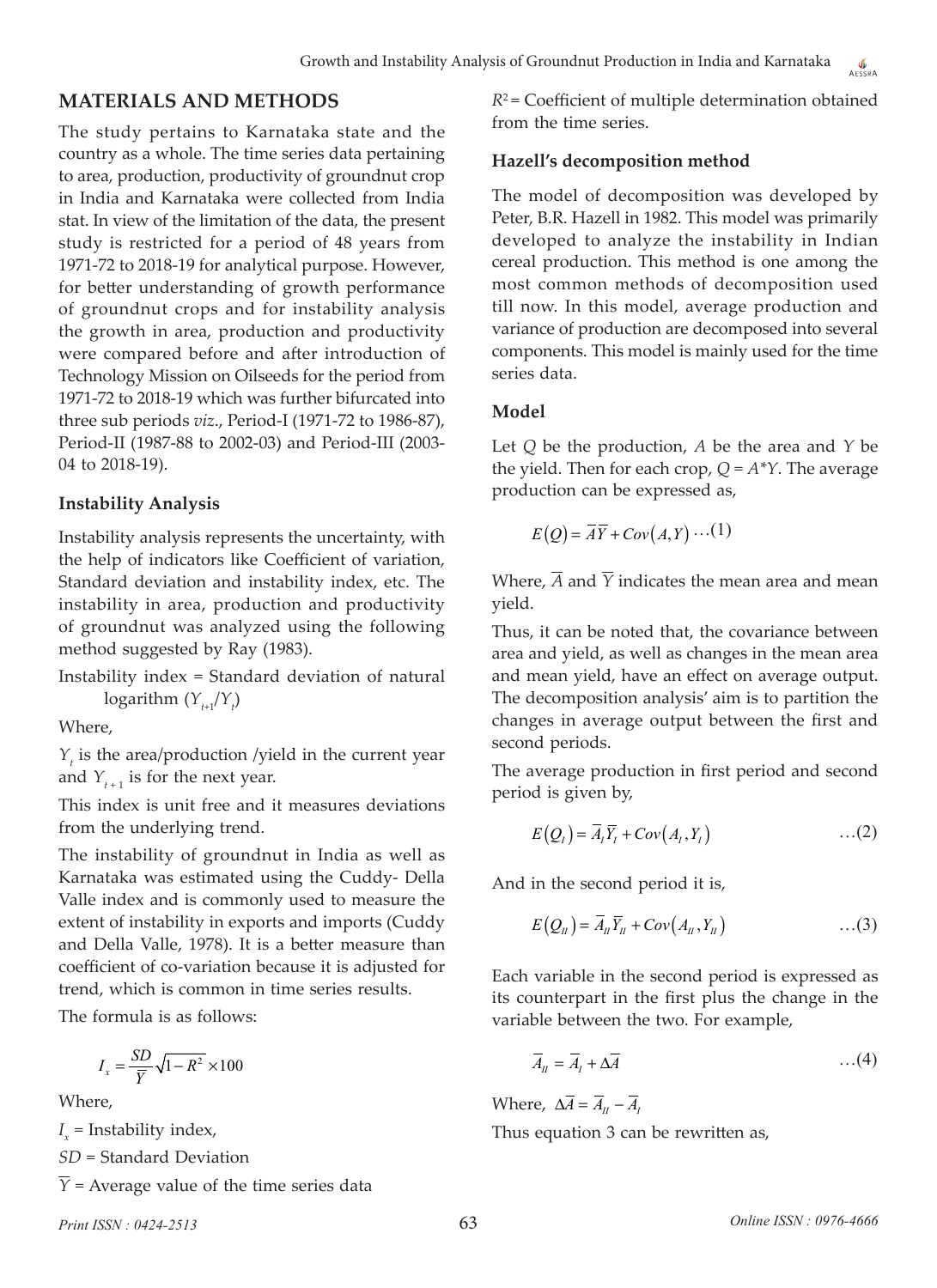## MATERIALS AND METHODS

The study pertains to Karnataka state and the country as a whole. The time series data pertaining to area, production, productivity of groundnut crop in India and Karnataka were collected from India stat. In view of the limitation of the data, the present study is restricted for a period of 48 years from 1971-72 to 2018-19 for analytical purpose. However, for better understanding of growth performance of groundnut crops and for instability analysis the growth in area, production and productivity were compared before and after introduction of Technology Mission on Oilseeds for the period from 1971-72 to 2018-19 which was further bifurcated into three sub periods *viz*., Period-I (1971-72 to 1986-87), Period-II (1987-88 to 2002-03) and Period-III (2003-04 to 2018-19).

### Instability Analysis

Instability analysis represents the uncertainty, with the help of indicators like Coefficient of variation, Standard deviation and instability index, etc. The instability in area, production and productivity of groundnut was analyzed using the following method suggested by Ray (1983).

Instability index = Standard deviation of natural logarithm ($Y_{t+1}/Y_t$)

Where,

$Y_t$ is the area/production /yield in the current year and $Y_{t+1}$ is for the next year.

This index is unit free and it measures deviations from the underlying trend.

The instability of groundnut in India as well as Karnataka was estimated using the Cuddy- Della Valle index and is commonly used to measure the extent of instability in exports and imports (Cuddy and Della Valle, 1978). It is a better measure than coefficient of co-variation because it is adjusted for trend, which is common in time series results.

The formula is as follows:

$$I_x = \frac{SD}{\overline{Y}}\sqrt{1-R^2} \times 100$$

Where,

$I_x$ = Instability index,

$SD$ = Standard Deviation

$\overline{Y}$ = Average value of the time series data

$R^2$ = Coefficient of multiple determination obtained from the time series.

### Hazell's decomposition method

The model of decomposition was developed by Peter, B.R. Hazell in 1982. This model was primarily developed to analyze the instability in Indian cereal production. This method is one among the most common methods of decomposition used till now. In this model, average production and variance of production are decomposed into several components. This model is mainly used for the time series data.

### Model

Let $Q$ be the production, $A$ be the area and $Y$ be the yield. Then for each crop, $Q = A*Y$. The average production can be expressed as,

$$E(Q) = \overline{A}\overline{Y} + Cov(A, Y) \quad \ldots(1)$$

Where, $\overline{A}$ and $\overline{Y}$ indicates the mean area and mean yield.

Thus, it can be noted that, the covariance between area and yield, as well as changes in the mean area and mean yield, have an effect on average output. The decomposition analysis' aim is to partition the changes in average output between the first and second periods.

The average production in first period and second period is given by,

$$E(Q_I) = \overline{A}_I\overline{Y}_I + Cov(A_I, Y_I) \quad \ldots(2)$$

And in the second period it is,

$$E(Q_{II}) = \overline{A}_{II}\overline{Y}_{II} + Cov(A_{II}, Y_{II}) \quad \ldots(3)$$

Each variable in the second period is expressed as its counterpart in the first plus the change in the variable between the two. For example,

$$\overline{A}_{II} = \overline{A}_I + \Delta\overline{A} \quad \ldots(4)$$

Where, $\Delta\overline{A} = \overline{A}_{II} - \overline{A}_I$

Thus equation 3 can be rewritten as,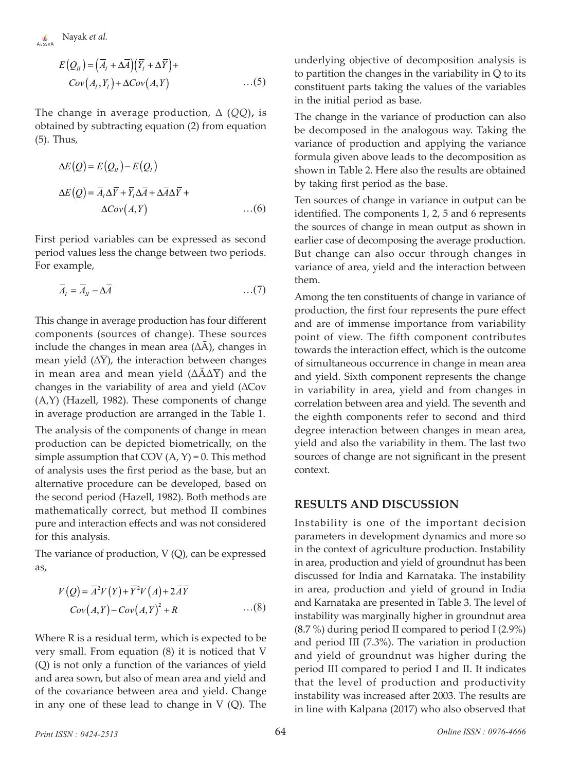$$E(Q_{II}) = (\overline{A}_I + \Delta\overline{A})(\overline{Y}_I + \Delta\overline{Y}) + Cov(A_I, Y_I) + \Delta Cov(A, Y) \quad \ldots(5)$$

The change in average production, $\Delta$ (*QQ*)**,** is obtained by subtracting equation (2) from equation (5). Thus,

$$\Delta E(Q) = E(Q_{II}) - E(Q_I)$$

$$\Delta E(Q) = \overline{A}_I \Delta\overline{Y} + \overline{Y}_I \Delta\overline{A} + \Delta\overline{A}\Delta\overline{Y} + \Delta Cov(A, Y) \quad \ldots(6)$$

First period variables can be expressed as second period values less the change between two periods. For example,

$$\overline{A}_I = \overline{A}_{II} - \Delta\overline{A} \quad \ldots(7)$$

This change in average production has four different components (sources of change). These sources include the changes in mean area ($\Delta\bar{A}$), changes in mean yield ($\Delta\bar{Y}$), the interaction between changes in mean area and mean yield ($\Delta\bar{A}\Delta\bar{Y}$) and the changes in the variability of area and yield ($\Delta$Cov (A,Y) (Hazell, 1982). These components of change in average production are arranged in the Table 1.

The analysis of the components of change in mean production can be depicted biometrically, on the simple assumption that COV (A, Y) = 0. This method of analysis uses the first period as the base, but an alternative procedure can be developed, based on the second period (Hazell, 1982). Both methods are mathematically correct, but method II combines pure and interaction effects and was not considered for this analysis.

The variance of production, V (Q), can be expressed as,

$$V(Q) = \overline{A}^2 V(Y) + \overline{Y}^2 V(A) + 2\overline{A}\overline{Y} Cov(A, Y) - Cov(A, Y)^2 + R \quad \ldots(8)$$

Where R is a residual term, which is expected to be very small. From equation (8) it is noticed that V (Q) is not only a function of the variances of yield and area sown, but also of mean area and yield and of the covariance between area and yield. Change in any one of these lead to change in V (Q). The underlying objective of decomposition analysis is to partition the changes in the variability in Q to its constituent parts taking the values of the variables in the initial period as base.

The change in the variance of production can also be decomposed in the analogous way. Taking the variance of production and applying the variance formula given above leads to the decomposition as shown in Table 2. Here also the results are obtained by taking first period as the base.

Ten sources of change in variance in output can be identified. The components 1, 2, 5 and 6 represents the sources of change in mean output as shown in earlier case of decomposing the average production. But change can also occur through changes in variance of area, yield and the interaction between them.

Among the ten constituents of change in variance of production, the first four represents the pure effect and are of immense importance from variability point of view. The fifth component contributes towards the interaction effect, which is the outcome of simultaneous occurrence in change in mean area and yield. Sixth component represents the change in variability in area, yield and from changes in correlation between area and yield. The seventh and the eighth components refer to second and third degree interaction between changes in mean area, yield and also the variability in them. The last two sources of change are not significant in the present context.

## RESULTS AND DISCUSSION

Instability is one of the important decision parameters in development dynamics and more so in the context of agriculture production. Instability in area, production and yield of groundnut has been discussed for India and Karnataka. The instability in area, production and yield of ground in India and Karnataka are presented in Table 3. The level of instability was marginally higher in groundnut area (8.7 %) during period II compared to period I (2.9%) and period III (7.3%). The variation in production and yield of groundnut was higher during the period III compared to period I and II. It indicates that the level of production and productivity instability was increased after 2003. The results are in line with Kalpana (2017) who also observed that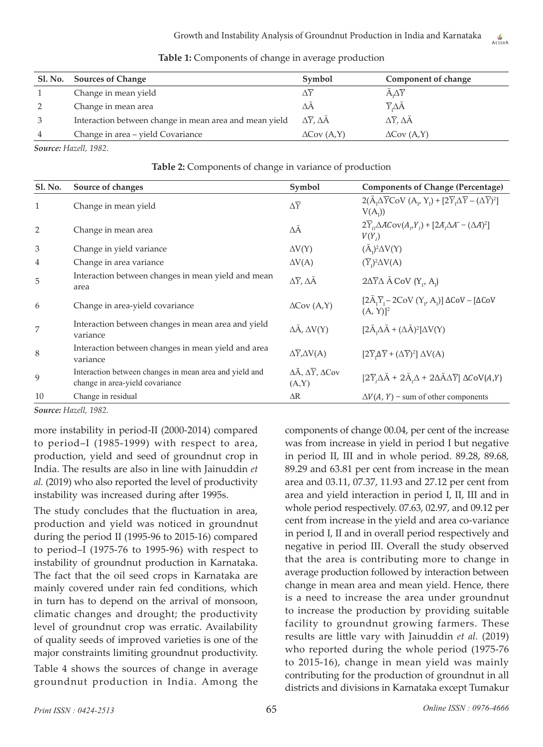**Table 1:** Components of change in average production

| Sl. No. | Sources of Change | Symbol | Component of change |
|---|---|---|---|
| 1 | Change in mean yield | $\Delta\overline{Y}$ | $\bar{A}_I\Delta\overline{Y}$ |
| 2 | Change in mean area | $\Delta\bar{A}$ | $\overline{Y}_I\Delta\bar{A}$ |
| 3 | Interaction between change in mean area and mean yield | $\Delta\overline{Y}, \Delta\bar{A}$ | $\Delta\overline{Y}, \Delta\bar{A}$ |
| 4 | Change in area – yield Covariance | $\Delta$Cov (A,Y) | $\Delta$Cov (A,Y) |

***Source:*** *Hazell, 1982.*

**Table 2:** Components of change in variance of production

| Sl. No. | Source of changes | Symbol | Components of Change (Percentage) |
|---|---|---|---|
| 1 | Change in mean yield | $\Delta\overline{Y}$ | $2(\bar{A}_I\Delta\overline{Y}\text{CoV}(A_I, Y_I)) + [2\overline{Y}_I\Delta\overline{Y} - (\Delta\overline{Y})^2]\ V(A_I))$ |
| 2 | Change in mean area | $\Delta\bar{A}$ | $2\overline{Y}_{II}\Delta\bar{A}\text{Cov}(A_I, Y_I) + [2\bar{A}_I\Delta\bar{A} - (\Delta\bar{A})^2]\ V(Y_I)$ |
| 3 | Change in yield variance | $\Delta$V(Y) | $(\bar{A}_I)^2\Delta V(Y)$ |
| 4 | Change in area variance | $\Delta$V(A) | $(\overline{Y}_I)^2\Delta V(A)$ |
| 5 | Interaction between changes in mean yield and mean area | $\Delta\overline{Y}, \Delta\bar{A}$ | $2\Delta\overline{Y}\Delta\bar{A}\text{ CoV}(Y_I, A_I)$ |
| 6 | Change in area-yield covariance | $\Delta$Cov (A,Y) | $[2\bar{A}_I\overline{Y}_I - 2\text{CoV}(Y_I, A_I)]\ \Delta\text{CoV} - [\Delta\text{CoV}(A, Y)]^2$ |
| 7 | Interaction between changes in mean area and yield variance | $\Delta\bar{A}, \Delta V(Y)$ | $[2\bar{A}_I\Delta\bar{A} + (\Delta\bar{A})^2]\Delta V(Y)$ |
| 8 | Interaction between changes in mean yield and area variance | $\Delta\overline{Y}, \Delta V(A)$ | $[2\overline{Y}_I\Delta\overline{Y} + (\Delta\overline{Y})^2]\ \Delta V(A)$ |
| 9 | Interaction between changes in mean area and yield and change in area-yield covariance | $\Delta\bar{A}, \Delta\overline{Y}, \Delta$Cov (A,Y) | $[2\overline{Y}_I\Delta\bar{A} + 2\bar{A}_I\Delta + 2\Delta\bar{A}\Delta\overline{Y}]\ \Delta\text{CoV}(A,Y)$ |
| 10 | Change in residual | $\Delta$R | $\Delta V(A, Y)$ − sum of other components |

***Source:*** *Hazell, 1982.*

more instability in period-II (2000-2014) compared to period–I (1985-1999) with respect to area, production, yield and seed of groundnut crop in India. The results are also in line with Jainuddin *et al.* (2019) who also reported the level of productivity instability was increased during after 1995s.

The study concludes that the fluctuation in area, production and yield was noticed in groundnut during the period II (1995-96 to 2015-16) compared to period–I (1975-76 to 1995-96) with respect to instability of groundnut production in Karnataka. The fact that the oil seed crops in Karnataka are mainly covered under rain fed conditions, which in turn has to depend on the arrival of monsoon, climatic changes and drought; the productivity level of groundnut crop was erratic. Availability of quality seeds of improved varieties is one of the major constraints limiting groundnut productivity.

Table 4 shows the sources of change in average groundnut production in India. Among the components of change 00.04, per cent of the increase was from increase in yield in period I but negative in period II, III and in whole period. 89.28, 89.68, 89.29 and 63.81 per cent from increase in the mean area and 03.11, 07.37, 11.93 and 27.12 per cent from area and yield interaction in period I, II, III and in whole period respectively. 07.63, 02.97, and 09.12 per cent from increase in the yield and area co-variance in period I, II and in overall period respectively and negative in period III. Overall the study observed that the area is contributing more to change in average production followed by interaction between change in mean area and mean yield. Hence, there is a need to increase the area under groundnut to increase the production by providing suitable facility to groundnut growing farmers. These results are little vary with Jainuddin *et al.* (2019) who reported during the whole period (1975-76 to 2015-16), change in mean yield was mainly contributing for the production of groundnut in all districts and divisions in Karnataka except Tumakur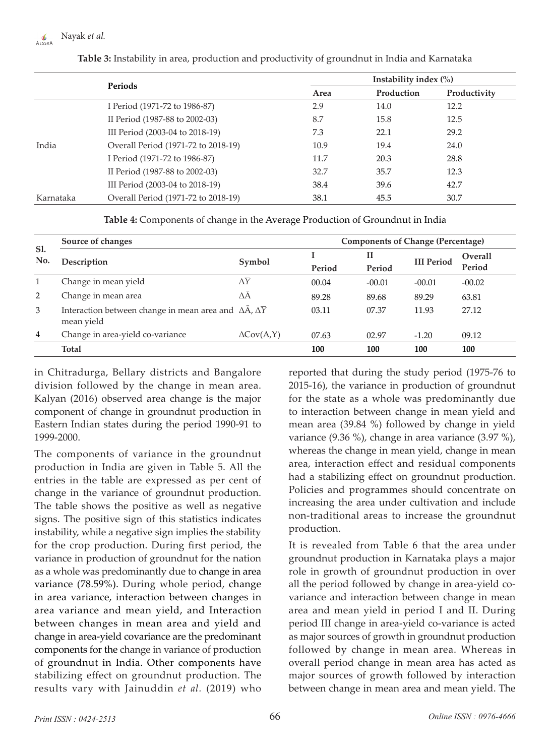**Table 3:** Instability in area, production and productivity of groundnut in India and Karnataka

| | Periods | Instability index (%) | | |
|---|---|---|---|---|
| | | Area | Production | Productivity |
| India | I Period (1971-72 to 1986-87) | 2.9 | 14.0 | 12.2 |
| | II Period (1987-88 to 2002-03) | 8.7 | 15.8 | 12.5 |
| | III Period (2003-04 to 2018-19) | 7.3 | 22.1 | 29.2 |
| | Overall Period (1971-72 to 2018-19) | 10.9 | 19.4 | 24.0 |
| Karnataka | I Period (1971-72 to 1986-87) | 11.7 | 20.3 | 28.8 |
| | II Period (1987-88 to 2002-03) | 32.7 | 35.7 | 12.3 |
| | III Period (2003-04 to 2018-19) | 38.4 | 39.6 | 42.7 |
| | Overall Period (1971-72 to 2018-19) | 38.1 | 45.5 | 30.7 |

**Table 4:** Components of change in the Average Production of Groundnut in India

| Sl. No. | Source of changes | | Components of Change (Percentage) | | | |
|---|---|---|---|---|---|---|
| | Description | Symbol | I Period | II Period | III Period | Overall Period |
| 1 | Change in mean yield | $\Delta\bar{Y}$ | 00.04 | -00.01 | -00.01 | -00.02 |
| 2 | Change in mean area | $\Delta\bar{A}$ | 89.28 | 89.68 | 89.29 | 63.81 |
| 3 | Interaction between change in mean area and mean yield | $\Delta\bar{A}, \Delta\bar{Y}$ | 03.11 | 07.37 | 11.93 | 27.12 |
| 4 | Change in area-yield co-variance | $\Delta Cov(A,Y)$ | 07.63 | 02.97 | -1.20 | 09.12 |
| | **Total** | | **100** | **100** | **100** | **100** |

in Chitradurga, Bellary districts and Bangalore division followed by the change in mean area. Kalyan (2016) observed area change is the major component of change in groundnut production in Eastern Indian states during the period 1990-91 to 1999-2000.

The components of variance in the groundnut production in India are given in Table 5. All the entries in the table are expressed as per cent of change in the variance of groundnut production. The table shows the positive as well as negative signs. The positive sign of this statistics indicates instability, while a negative sign implies the stability for the crop production. During first period, the variance in production of groundnut for the nation as a whole was predominantly due to change in area variance (78.59%). During whole period, change in area variance, interaction between changes in area variance and mean yield, and Interaction between changes in mean area and yield and change in area-yield covariance are the predominant components for the change in variance of production of groundnut in India. Other components have stabilizing effect on groundnut production. The results vary with Jainuddin *et al.* (2019) who reported that during the study period (1975-76 to 2015-16), the variance in production of groundnut for the state as a whole was predominantly due to interaction between change in mean yield and mean area (39.84 %) followed by change in yield variance (9.36 %), change in area variance (3.97 %), whereas the change in mean yield, change in mean area, interaction effect and residual components had a stabilizing effect on groundnut production. Policies and programmes should concentrate on increasing the area under cultivation and include non-traditional areas to increase the groundnut production.

It is revealed from Table 6 that the area under groundnut production in Karnataka plays a major role in growth of groundnut production in over all the period followed by change in area-yield co-variance and interaction between change in mean area and mean yield in period I and II. During period III change in area-yield co-variance is acted as major sources of growth in groundnut production followed by change in mean area. Whereas in overall period change in mean area has acted as major sources of growth followed by interaction between change in mean area and mean yield. The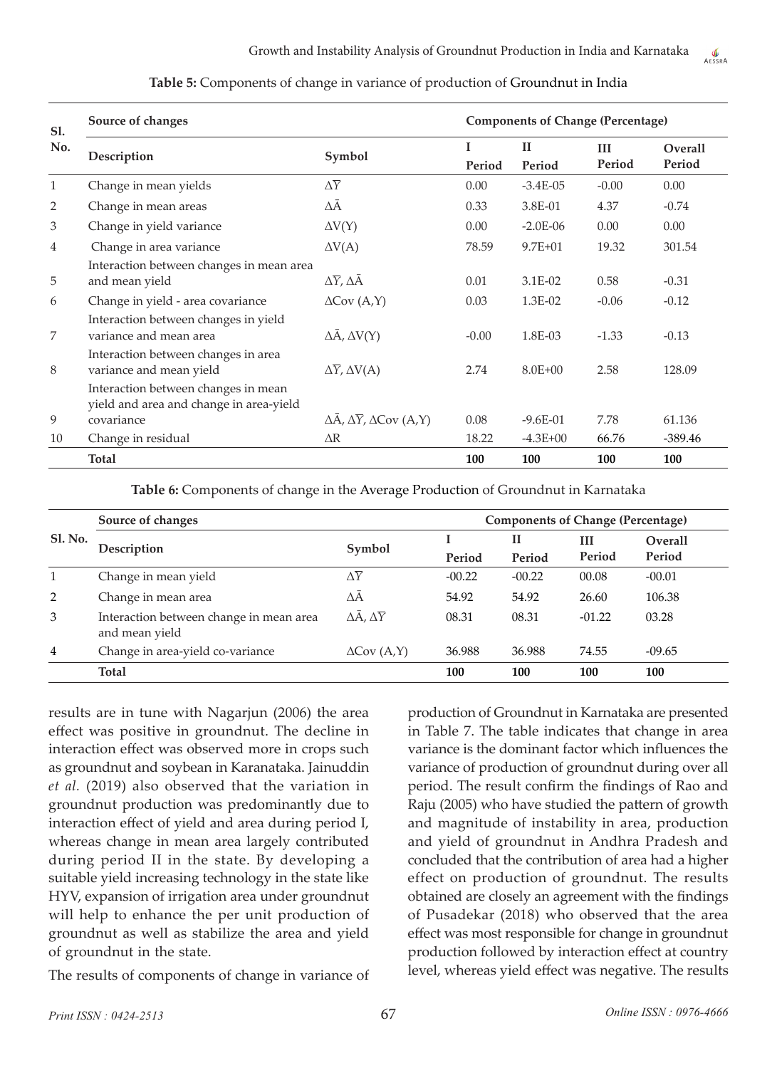**Table 5:** Components of change in variance of production of Groundnut in India

| Sl. No. | Source of changes | | Components of Change (Percentage) | | | |
|---|---|---|---|---|---|---|
| | Description | Symbol | I Period | II Period | III Period | Overall Period |
| 1 | Change in mean yields | $\Delta\bar{Y}$ | 0.00 | -3.4E-05 | -0.00 | 0.00 |
| 2 | Change in mean areas | $\Delta\bar{A}$ | 0.33 | 3.8E-01 | 4.37 | -0.74 |
| 3 | Change in yield variance | $\Delta V(Y)$ | 0.00 | -2.0E-06 | 0.00 | 0.00 |
| 4 | Change in area variance | $\Delta V(A)$ | 78.59 | 9.7E+01 | 19.32 | 301.54 |
| 5 | Interaction between changes in mean area and mean yield | $\Delta\bar{Y}$, $\Delta\bar{A}$ | 0.01 | 3.1E-02 | 0.58 | -0.31 |
| 6 | Change in yield - area covariance | $\Delta Cov(A,Y)$ | 0.03 | 1.3E-02 | -0.06 | -0.12 |
| 7 | Interaction between changes in yield variance and mean area | $\Delta\bar{A}$, $\Delta V(Y)$ | -0.00 | 1.8E-03 | -1.33 | -0.13 |
| 8 | Interaction between changes in area variance and mean yield | $\Delta\bar{Y}$, $\Delta V(A)$ | 2.74 | 8.0E+00 | 2.58 | 128.09 |
| 9 | Interaction between changes in mean yield and area and change in area-yield covariance | $\Delta\bar{A}$, $\Delta\bar{Y}$, $\Delta Cov(A,Y)$ | 0.08 | -9.6E-01 | 7.78 | 61.136 |
| 10 | Change in residual | $\Delta R$ | 18.22 | -4.3E+00 | 66.76 | -389.46 |
| | **Total** | | **100** | **100** | **100** | **100** |

**Table 6:** Components of change in the Average Production of Groundnut in Karnataka

| Sl. No. | Source of changes | | Components of Change (Percentage) | | | |
|---|---|---|---|---|---|---|
| | Description | Symbol | I Period | II Period | III Period | Overall Period |
| 1 | Change in mean yield | $\Delta\bar{Y}$ | -00.22 | -00.22 | 00.08 | -00.01 |
| 2 | Change in mean area | $\Delta\bar{A}$ | 54.92 | 54.92 | 26.60 | 106.38 |
| 3 | Interaction between change in mean area and mean yield | $\Delta\bar{A}$, $\Delta\bar{Y}$ | 08.31 | 08.31 | -01.22 | 03.28 |
| 4 | Change in area-yield co-variance | $\Delta Cov(A,Y)$ | 36.988 | 36.988 | 74.55 | -09.65 |
| | **Total** | | **100** | **100** | **100** | **100** |

results are in tune with Nagarjun (2006) the area effect was positive in groundnut. The decline in interaction effect was observed more in crops such as groundnut and soybean in Karanataka. Jainuddin *et al.* (2019) also observed that the variation in groundnut production was predominantly due to interaction effect of yield and area during period I, whereas change in mean area largely contributed during period II in the state. By developing a suitable yield increasing technology in the state like HYV, expansion of irrigation area under groundnut will help to enhance the per unit production of groundnut as well as stabilize the area and yield of groundnut in the state.

The results of components of change in variance of production of Groundnut in Karnataka are presented in Table 7. The table indicates that change in area variance is the dominant factor which influences the variance of production of groundnut during over all period. The result confirm the findings of Rao and Raju (2005) who have studied the pattern of growth and magnitude of instability in area, production and yield of groundnut in Andhra Pradesh and concluded that the contribution of area had a higher effect on production of groundnut. The results obtained are closely an agreement with the findings of Pusadekar (2018) who observed that the area effect was most responsible for change in groundnut production followed by interaction effect at country level, whereas yield effect was negative. The results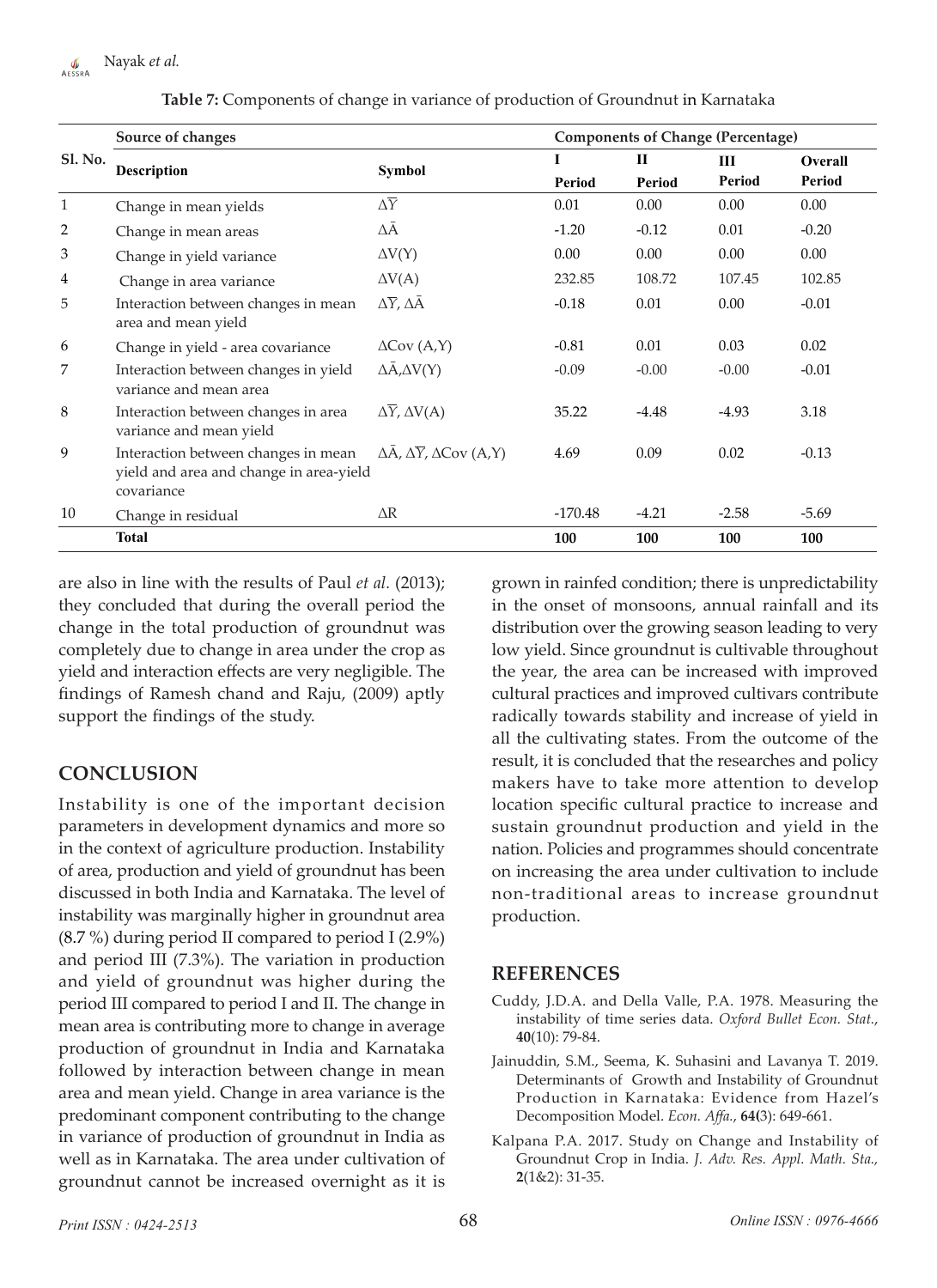**Table 7:** Components of change in variance of production of Groundnut in Karnataka

| Sl. No. | Source of changes | | Components of Change (Percentage) | | | |
|---|---|---|---|---|---|---|
| | Description | Symbol | I Period | II Period | III Period | Overall Period |
| 1 | Change in mean yields | $\Delta\bar{Y}$ | 0.01 | 0.00 | 0.00 | 0.00 |
| 2 | Change in mean areas | $\Delta\bar{A}$ | -1.20 | -0.12 | 0.01 | -0.20 |
| 3 | Change in yield variance | $\Delta V(Y)$ | 0.00 | 0.00 | 0.00 | 0.00 |
| 4 | Change in area variance | $\Delta V(A)$ | 232.85 | 108.72 | 107.45 | 102.85 |
| 5 | Interaction between changes in mean area and mean yield | $\Delta\bar{Y}, \Delta\bar{A}$ | -0.18 | 0.01 | 0.00 | -0.01 |
| 6 | Change in yield - area covariance | $\Delta Cov(A,Y)$ | -0.81 | 0.01 | 0.03 | 0.02 |
| 7 | Interaction between changes in yield variance and mean area | $\Delta\bar{A}, \Delta V(Y)$ | -0.09 | -0.00 | -0.00 | -0.01 |
| 8 | Interaction between changes in area variance and mean yield | $\Delta\bar{Y}, \Delta V(A)$ | 35.22 | -4.48 | -4.93 | 3.18 |
| 9 | Interaction between changes in mean yield and area and change in area-yield covariance | $\Delta\bar{A}, \Delta\bar{Y}, \Delta Cov(A,Y)$ | 4.69 | 0.09 | 0.02 | -0.13 |
| 10 | Change in residual | $\Delta R$ | -170.48 | -4.21 | -2.58 | -5.69 |
| | **Total** | | **100** | **100** | **100** | **100** |

are also in line with the results of Paul *et al.* (2013); they concluded that during the overall period the change in the total production of groundnut was completely due to change in area under the crop as yield and interaction effects are very negligible. The findings of Ramesh chand and Raju, (2009) aptly support the findings of the study.

## CONCLUSION

Instability is one of the important decision parameters in development dynamics and more so in the context of agriculture production. Instability of area, production and yield of groundnut has been discussed in both India and Karnataka. The level of instability was marginally higher in groundnut area (8.7 %) during period II compared to period I (2.9%) and period III (7.3%). The variation in production and yield of groundnut was higher during the period III compared to period I and II. The change in mean area is contributing more to change in average production of groundnut in India and Karnataka followed by interaction between change in mean area and mean yield. Change in area variance is the predominant component contributing to the change in variance of production of groundnut in India as well as in Karnataka. The area under cultivation of groundnut cannot be increased overnight as it is grown in rainfed condition; there is unpredictability in the onset of monsoons, annual rainfall and its distribution over the growing season leading to very low yield. Since groundnut is cultivable throughout the year, the area can be increased with improved cultural practices and improved cultivars contribute radically towards stability and increase of yield in all the cultivating states. From the outcome of the result, it is concluded that the researches and policy makers have to take more attention to develop location specific cultural practice to increase and sustain groundnut production and yield in the nation. Policies and programmes should concentrate on increasing the area under cultivation to include non-traditional areas to increase groundnut production.

## REFERENCES

Cuddy, J.D.A. and Della Valle, P.A. 1978. Measuring the instability of time series data. *Oxford Bullet Econ. Stat.*, **40**(10): 79-84.

Jainuddin, S.M., Seema, K. Suhasini and Lavanya T. 2019. Determinants of Growth and Instability of Groundnut Production in Karnataka: Evidence from Hazel's Decomposition Model. *Econ. Affa.*, **64**(3): 649-661.

Kalpana P.A. 2017. Study on Change and Instability of Groundnut Crop in India. *J. Adv. Res. Appl. Math. Sta.,* **2**(1&2): 31-35.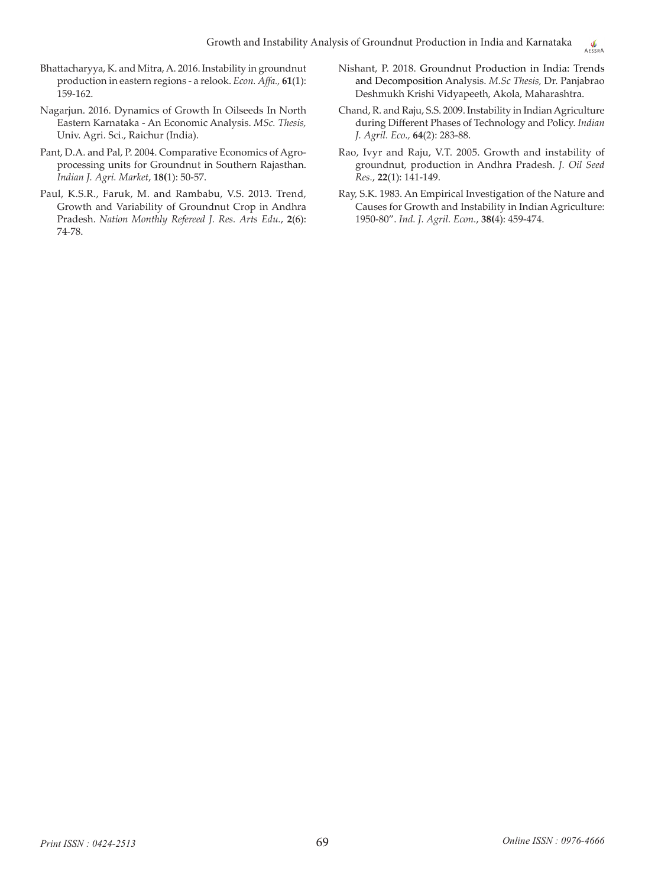Bhattacharyya, K. and Mitra, A. 2016. Instability in groundnut production in eastern regions - a relook. *Econ. Affa.,* **61**(1): 159-162.

Nagarjun. 2016. Dynamics of Growth In Oilseeds In North Eastern Karnataka - An Economic Analysis. *MSc. Thesis,* Univ. Agri. Sci., Raichur (India).

Pant, D.A. and Pal, P. 2004. Comparative Economics of Agro-processing units for Groundnut in Southern Rajasthan. *Indian J. Agri. Market*, **18(**1): 50-57.

Paul, K.S.R., Faruk, M. and Rambabu, V.S. 2013. Trend, Growth and Variability of Groundnut Crop in Andhra Pradesh. *Nation Monthly Refereed J. Res. Arts Edu.*, **2**(6): 74-78.

Nishant, P. 2018. Groundnut Production in India: Trends and Decomposition Analysis. *M.Sc Thesis,* Dr. Panjabrao Deshmukh Krishi Vidyapeeth, Akola, Maharashtra.

Chand, R. and Raju, S.S. 2009. Instability in Indian Agriculture during Different Phases of Technology and Policy. *Indian J. Agril. Eco.,* **64**(2): 283-88.

Rao, Ivyr and Raju, V.T. 2005. Growth and instability of groundnut, production in Andhra Pradesh. *J. Oil Seed Res.*, **22**(1): 141-149.

Ray, S.K. 1983. An Empirical Investigation of the Nature and Causes for Growth and Instability in Indian Agriculture: 1950-80". *Ind. J. Agril. Econ.*, **38(**4): 459-474.